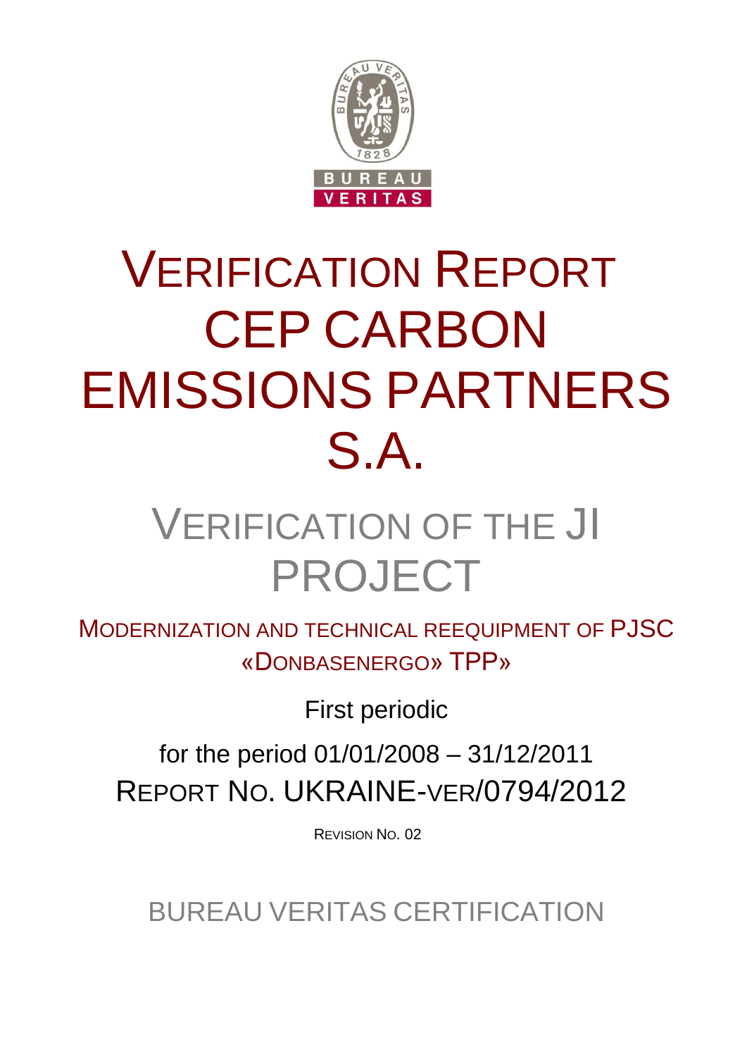# VERIFICATION REPORT CEP CARBON EMISSIONS PARTNERS S.A.

## VERIFICATION OF THE JI PROJECT

MODERNIZATION AND TECHNICAL REEQUIPMENT OF PJSC «DONBASENERGO» TPP»

First periodic

for the period 01/01/2008 – 31/12/2011

REPORT NO. UKRAINE-VER/0794/2012

REVISION NO. 02

BUREAU VERITAS CERTIFICATION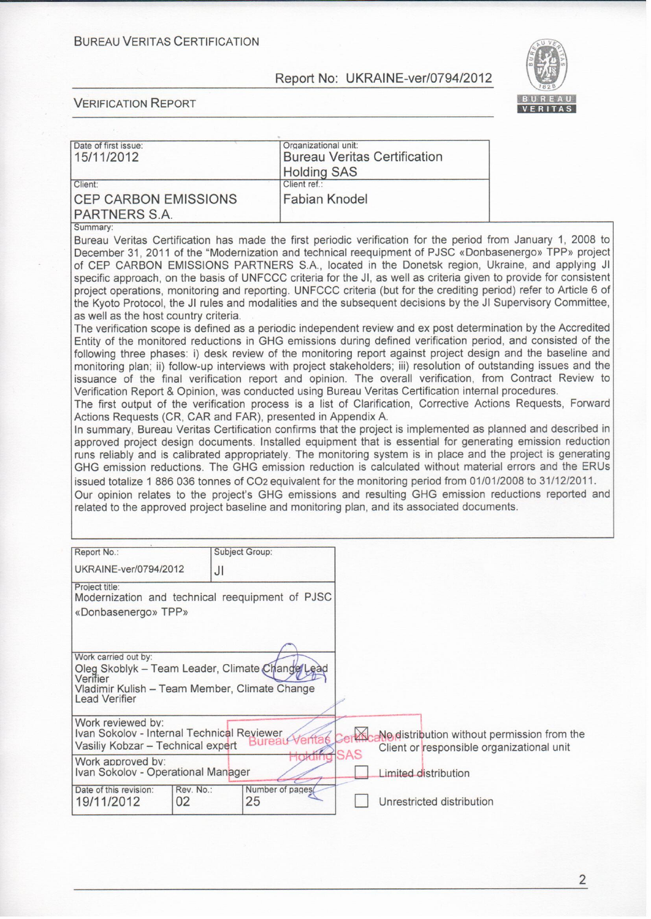BUREAU VERITAS CERTIFICATION

Report No: UKRAINE-ver/0794/2012

VERIFICATION REPORT

| Date of first issue: 15/11/2012 | Organizational unit: Bureau Veritas Certification Holding SAS |
|---|---|
| Client: CEP CARBON EMISSIONS PARTNERS S.A. | Client ref.: Fabian Knodel |

Summary:

Bureau Veritas Certification has made the first periodic verification for the period from January 1, 2008 to December 31, 2011 of the "Modernization and technical reequipment of PJSC «Donbasenergo» TPP» project of CEP CARBON EMISSIONS PARTNERS S.A., located in the Donetsk region, Ukraine, and applying JI specific approach, on the basis of UNFCCC criteria for the JI, as well as criteria given to provide for consistent project operations, monitoring and reporting. UNFCCC criteria (but for the crediting period) refer to Article 6 of the Kyoto Protocol, the JI rules and modalities and the subsequent decisions by the JI Supervisory Committee, as well as the host country criteria.

The verification scope is defined as a periodic independent review and ex post determination by the Accredited Entity of the monitored reductions in GHG emissions during defined verification period, and consisted of the following three phases: i) desk review of the monitoring report against project design and the baseline and monitoring plan; ii) follow-up interviews with project stakeholders; iii) resolution of outstanding issues and the issuance of the final verification report and opinion. The overall verification, from Contract Review to Verification Report & Opinion, was conducted using Bureau Veritas Certification internal procedures.

The first output of the verification process is a list of Clarification, Corrective Actions Requests, Forward Actions Requests (CR, CAR and FAR), presented in Appendix A.

In summary, Bureau Veritas Certification confirms that the project is implemented as planned and described in approved project design documents. Installed equipment that is essential for generating emission reduction runs reliably and is calibrated appropriately. The monitoring system is in place and the project is generating GHG emission reductions. The GHG emission reduction is calculated without material errors and the ERUs issued totalize 1 886 036 tonnes of $CO_2$ equivalent for the monitoring period from 01/01/2008 to 31/12/2011.

Our opinion relates to the project's GHG emissions and resulting GHG emission reductions reported and related to the approved project baseline and monitoring plan, and its associated documents.

| Report No.: UKRAINE-ver/0794/2012 | Subject Group: JI | |
|---|---|---|
| Project title: Modernization and technical reequipment of PJSC «Donbasenergo» TPP» | | |
| Work carried out by: Oleg Skoblyk – Team Leader, Climate Change Lead Verifier; Vladimir Kulish – Team Member, Climate Change Lead Verifier | | |
| Work reviewed by: Ivan Sokolov - Internal Technical Reviewer; Vasiliy Kobzar – Technical expert | | |
| Work approved by: Ivan Sokolov - Operational Manager | | |
| Date of this revision: 19/11/2012 | Rev. No.: 02 | Number of pages: 25 |

- [x] No distribution without permission from the Client or responsible organizational unit
- [ ] Limited distribution
- [ ] Unrestricted distribution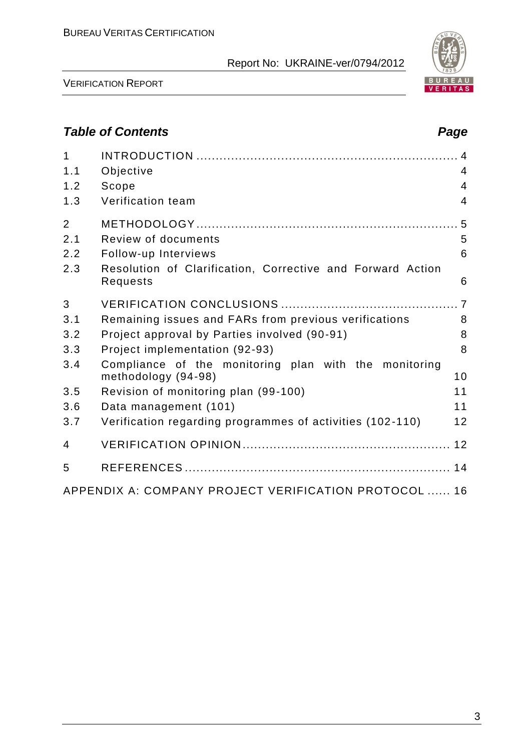## *Table of Contents* *Page*

| | | |
|---|---|---|
| 1 | INTRODUCTION | 4 |
| 1.1 | Objective | 4 |
| 1.2 | Scope | 4 |
| 1.3 | Verification team | 4 |
| 2 | METHODOLOGY | 5 |
| 2.1 | Review of documents | 5 |
| 2.2 | Follow-up Interviews | 6 |
| 2.3 | Resolution of Clarification, Corrective and Forward Action Requests | 6 |
| 3 | VERIFICATION CONCLUSIONS | 7 |
| 3.1 | Remaining issues and FARs from previous verifications | 8 |
| 3.2 | Project approval by Parties involved (90-91) | 8 |
| 3.3 | Project implementation (92-93) | 8 |
| 3.4 | Compliance of the monitoring plan with the monitoring methodology (94-98) | 10 |
| 3.5 | Revision of monitoring plan (99-100) | 11 |
| 3.6 | Data management (101) | 11 |
| 3.7 | Verification regarding programmes of activities (102-110) | 12 |
| 4 | VERIFICATION OPINION | 12 |
| 5 | REFERENCES | 14 |
| | APPENDIX A: COMPANY PROJECT VERIFICATION PROTOCOL | 16 |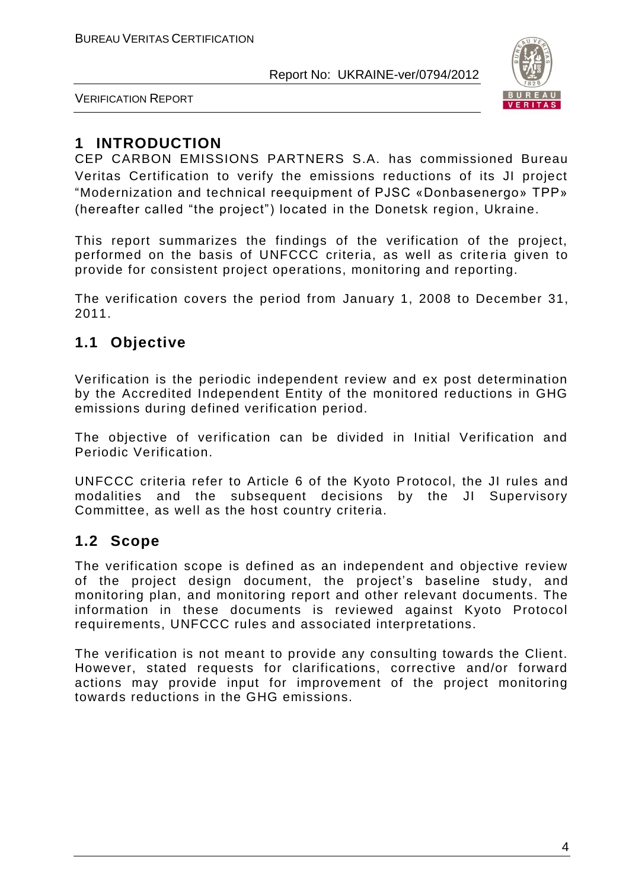# 1 INTRODUCTION

CEP CARBON EMISSIONS PARTNERS S.A. has commissioned Bureau Veritas Certification to verify the emissions reductions of its JI project "Modernization and technical reequipment of PJSC «Donbasenergo» TPP» (hereafter called "the project") located in the Donetsk region, Ukraine.

This report summarizes the findings of the verification of the project, performed on the basis of UNFCCC criteria, as well as criteria given to provide for consistent project operations, monitoring and reporting.

The verification covers the period from January 1, 2008 to December 31, 2011.

## 1.1 Objective

Verification is the periodic independent review and ex post determination by the Accredited Independent Entity of the monitored reductions in GHG emissions during defined verification period.

The objective of verification can be divided in Initial Verification and Periodic Verification.

UNFCCC criteria refer to Article 6 of the Kyoto Protocol, the JI rules and modalities and the subsequent decisions by the JI Supervisory Committee, as well as the host country criteria.

## 1.2 Scope

The verification scope is defined as an independent and objective review of the project design document, the project's baseline study, and monitoring plan, and monitoring report and other relevant documents. The information in these documents is reviewed against Kyoto Protocol requirements, UNFCCC rules and associated interpretations.

The verification is not meant to provide any consulting towards the Client. However, stated requests for clarifications, corrective and/or forward actions may provide input for improvement of the project monitoring towards reductions in the GHG emissions.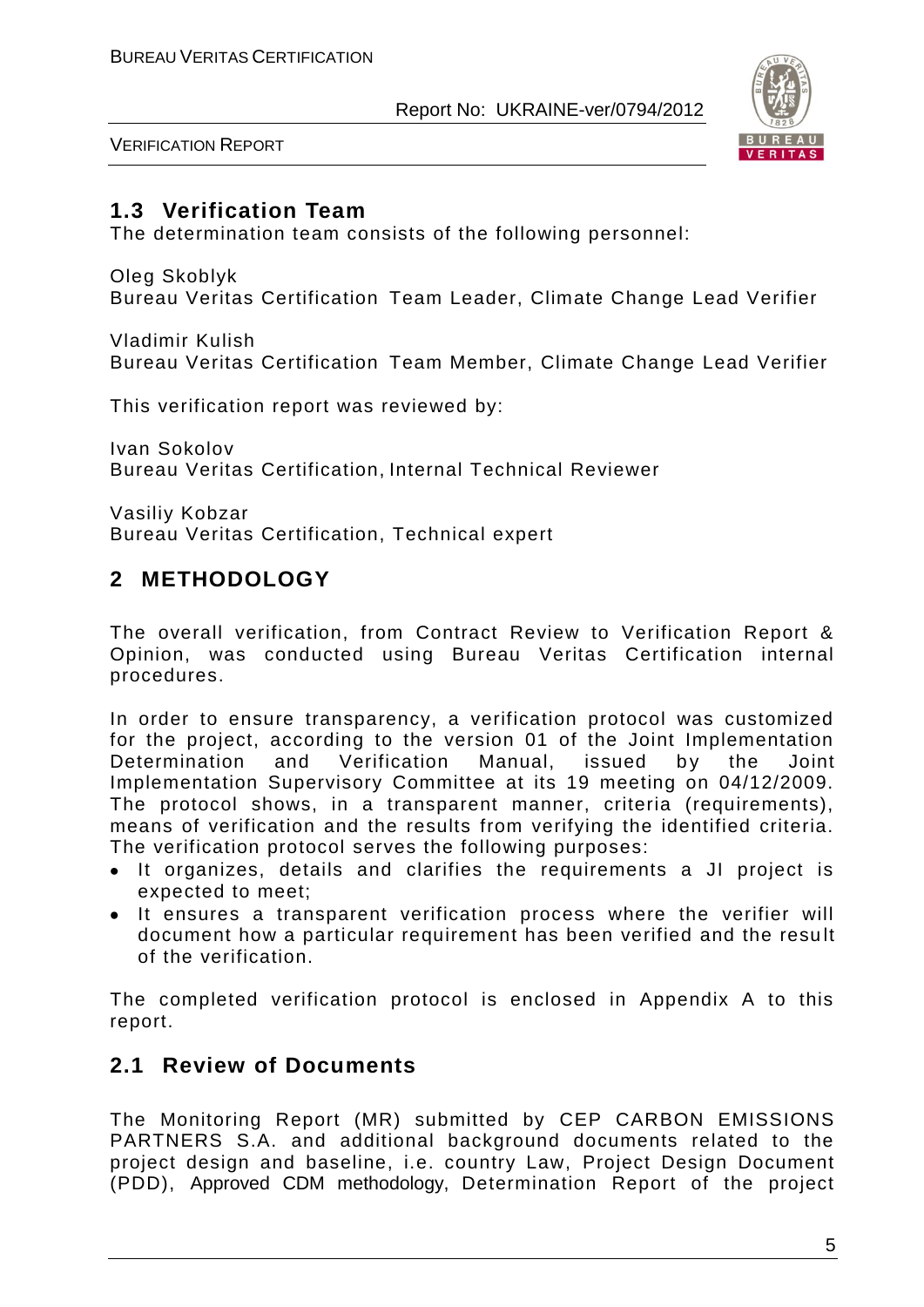## 1.3 Verification Team

The determination team consists of the following personnel:

Oleg Skoblyk
Bureau Veritas Certification Team Leader, Climate Change Lead Verifier

Vladimir Kulish
Bureau Veritas Certification Team Member, Climate Change Lead Verifier

This verification report was reviewed by:

Ivan Sokolov
Bureau Veritas Certification, Internal Technical Reviewer

Vasiliy Kobzar
Bureau Veritas Certification, Technical expert

# 2 METHODOLOGY

The overall verification, from Contract Review to Verification Report & Opinion, was conducted using Bureau Veritas Certification internal procedures.

In order to ensure transparency, a verification protocol was customized for the project, according to the version 01 of the Joint Implementation Determination and Verification Manual, issued by the Joint Implementation Supervisory Committee at its 19 meeting on 04/12/2009. The protocol shows, in a transparent manner, criteria (requirements), means of verification and the results from verifying the identified criteria. The verification protocol serves the following purposes:

- It organizes, details and clarifies the requirements a JI project is expected to meet;
- It ensures a transparent verification process where the verifier will document how a particular requirement has been verified and the result of the verification.

The completed verification protocol is enclosed in Appendix A to this report.

## 2.1 Review of Documents

The Monitoring Report (MR) submitted by CEP CARBON EMISSIONS PARTNERS S.A. and additional background documents related to the project design and baseline, i.e. country Law, Project Design Document (PDD), Approved CDM methodology, Determination Report of the project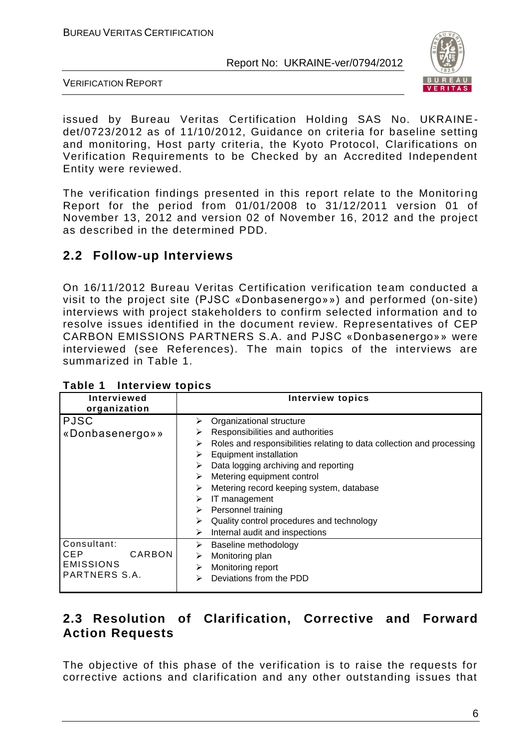issued by Bureau Veritas Certification Holding SAS No. UKRAINE-det/0723/2012 as of 11/10/2012, Guidance on criteria for baseline setting and monitoring, Host party criteria, the Kyoto Protocol, Clarifications on Verification Requirements to be Checked by an Accredited Independent Entity were reviewed.

The verification findings presented in this report relate to the Monitoring Report for the period from 01/01/2008 to 31/12/2011 version 01 of November 13, 2012 and version 02 of November 16, 2012 and the project as described in the determined PDD.

## 2.2 Follow-up Interviews

On 16/11/2012 Bureau Veritas Certification verification team conducted a visit to the project site (PJSC «Donbasenergo»») and performed (on-site) interviews with project stakeholders to confirm selected information and to resolve issues identified in the document review. Representatives of CEP CARBON EMISSIONS PARTNERS S.A. and PJSC «Donbasenergo»» were interviewed (see References). The main topics of the interviews are summarized in Table 1.

**Table 1 Interview topics**

| Interviewed organization | Interview topics |
|---|---|
| PJSC «Donbasenergo»» | ➢ Organizational structure<br>➢ Responsibilities and authorities<br>➢ Roles and responsibilities relating to data collection and processing<br>➢ Equipment installation<br>➢ Data logging archiving and reporting<br>➢ Metering equipment control<br>➢ Metering record keeping system, database<br>➢ IT management<br>➢ Personnel training<br>➢ Quality control procedures and technology<br>➢ Internal audit and inspections |
| Consultant: CEP CARBON EMISSIONS PARTNERS S.A. | ➢ Baseline methodology<br>➢ Monitoring plan<br>➢ Monitoring report<br>➢ Deviations from the PDD |

## 2.3 Resolution of Clarification, Corrective and Forward Action Requests

The objective of this phase of the verification is to raise the requests for corrective actions and clarification and any other outstanding issues that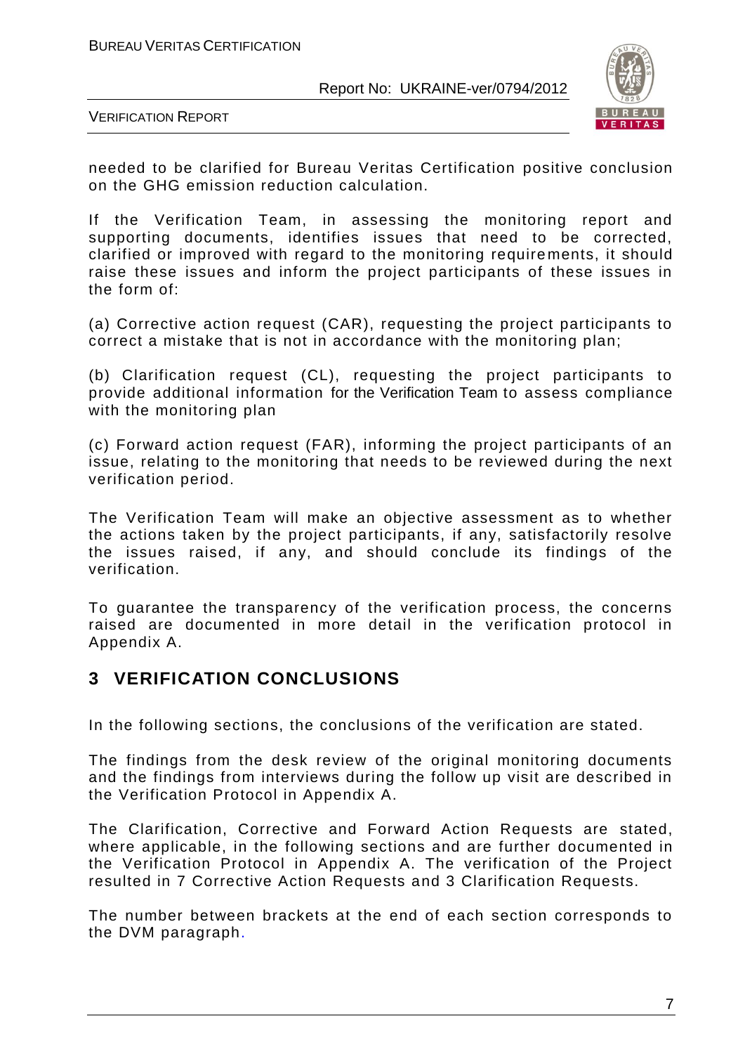needed to be clarified for Bureau Veritas Certification positive conclusion on the GHG emission reduction calculation.

If the Verification Team, in assessing the monitoring report and supporting documents, identifies issues that need to be corrected, clarified or improved with regard to the monitoring requirements, it should raise these issues and inform the project participants of these issues in the form of:

(a) Corrective action request (CAR), requesting the project participants to correct a mistake that is not in accordance with the monitoring plan;

(b) Clarification request (CL), requesting the project participants to provide additional information for the Verification Team to assess compliance with the monitoring plan

(c) Forward action request (FAR), informing the project participants of an issue, relating to the monitoring that needs to be reviewed during the next verification period.

The Verification Team will make an objective assessment as to whether the actions taken by the project participants, if any, satisfactorily resolve the issues raised, if any, and should conclude its findings of the verification.

To guarantee the transparency of the verification process, the concerns raised are documented in more detail in the verification protocol in Appendix A.

# 3 VERIFICATION CONCLUSIONS

In the following sections, the conclusions of the verification are stated.

The findings from the desk review of the original monitoring documents and the findings from interviews during the follow up visit are described in the Verification Protocol in Appendix A.

The Clarification, Corrective and Forward Action Requests are stated, where applicable, in the following sections and are further documented in the Verification Protocol in Appendix A. The verification of the Project resulted in 7 Corrective Action Requests and 3 Clarification Requests.

The number between brackets at the end of each section corresponds to the DVM paragraph.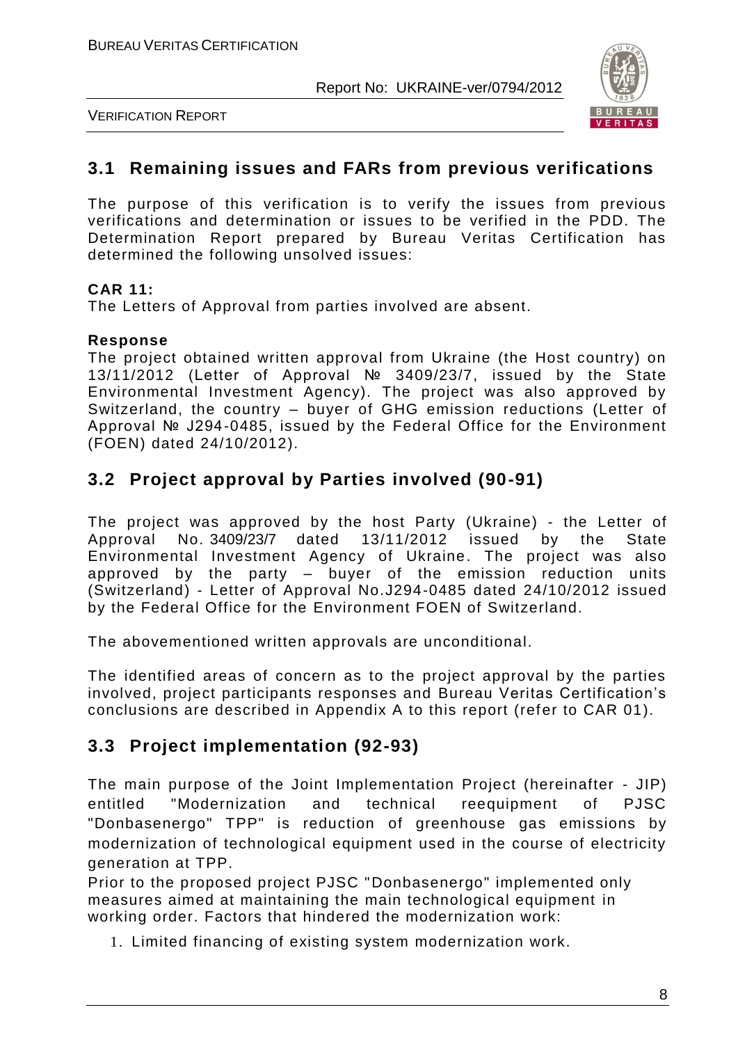## 3.1 Remaining issues and FARs from previous verifications

The purpose of this verification is to verify the issues from previous verifications and determination or issues to be verified in the PDD. The Determination Report prepared by Bureau Veritas Certification has determined the following unsolved issues:

**CAR 11:**
The Letters of Approval from parties involved are absent.

**Response**
The project obtained written approval from Ukraine (the Host country) on 13/11/2012 (Letter of Approval № 3409/23/7, issued by the State Environmental Investment Agency). The project was also approved by Switzerland, the country – buyer of GHG emission reductions (Letter of Approval № J294-0485, issued by the Federal Office for the Environment (FOEN) dated 24/10/2012).

## 3.2 Project approval by Parties involved (90-91)

The project was approved by the host Party (Ukraine) - the Letter of Approval No. 3409/23/7 dated 13/11/2012 issued by the State Environmental Investment Agency of Ukraine. The project was also approved by the party – buyer of the emission reduction units (Switzerland) - Letter of Approval No.J294-0485 dated 24/10/2012 issued by the Federal Office for the Environment FOEN of Switzerland.

The abovementioned written approvals are unconditional.

The identified areas of concern as to the project approval by the parties involved, project participants responses and Bureau Veritas Certification's conclusions are described in Appendix A to this report (refer to CAR 01).

## 3.3 Project implementation (92-93)

The main purpose of the Joint Implementation Project (hereinafter - JIP) entitled "Modernization and technical reequipment of PJSC "Donbasenergo" TPP" is reduction of greenhouse gas emissions by modernization of technological equipment used in the course of electricity generation at TPP.
Prior to the proposed project PJSC "Donbasenergo" implemented only measures aimed at maintaining the main technological equipment in working order. Factors that hindered the modernization work:

1. Limited financing of existing system modernization work.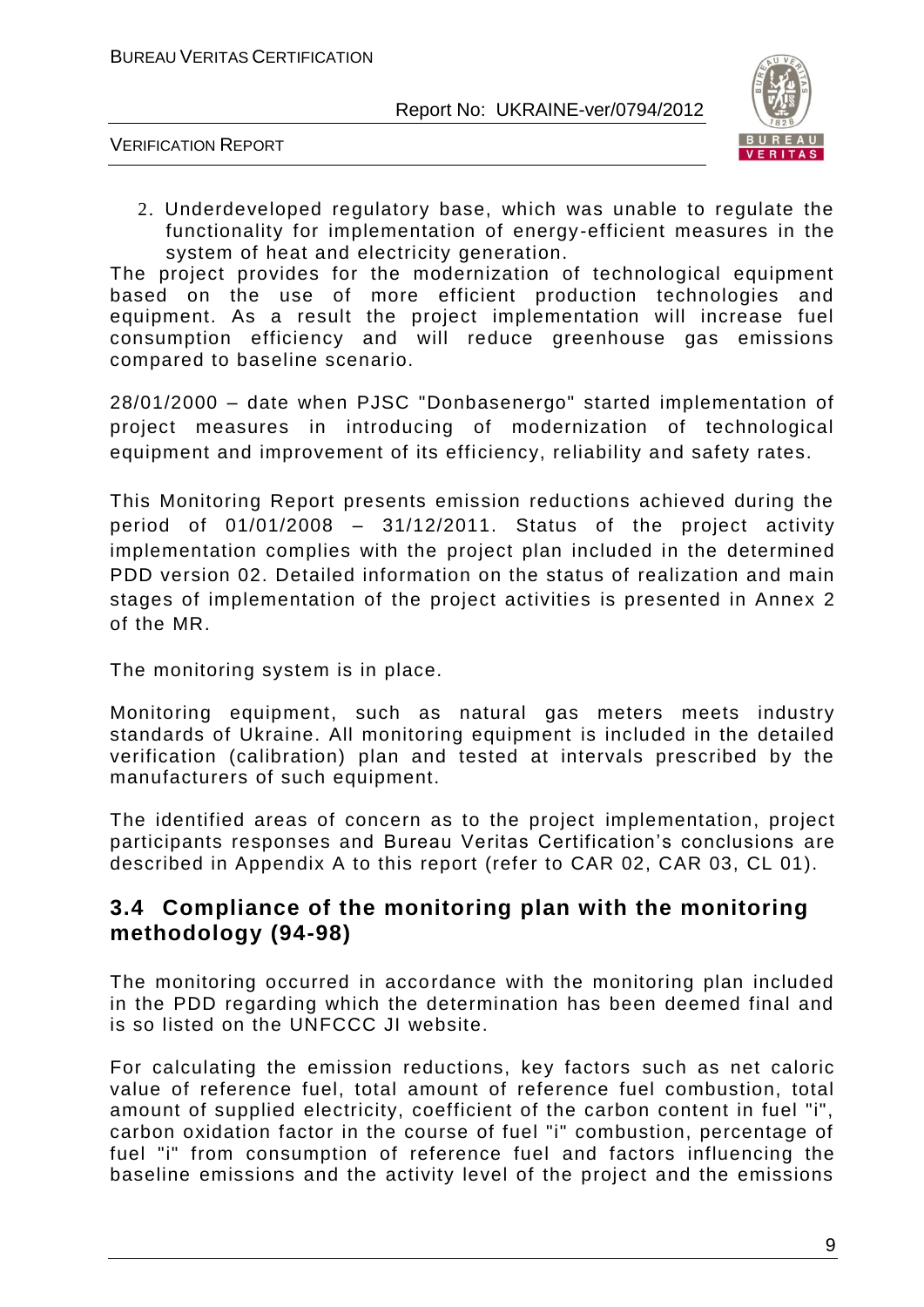2. Underdeveloped regulatory base, which was unable to regulate the functionality for implementation of energy-efficient measures in the system of heat and electricity generation.

The project provides for the modernization of technological equipment based on the use of more efficient production technologies and equipment. As a result the project implementation will increase fuel consumption efficiency and will reduce greenhouse gas emissions compared to baseline scenario.

28/01/2000 – date when PJSC "Donbasenergo" started implementation of project measures in introducing of modernization of technological equipment and improvement of its efficiency, reliability and safety rates.

This Monitoring Report presents emission reductions achieved during the period of 01/01/2008 – 31/12/2011. Status of the project activity implementation complies with the project plan included in the determined PDD version 02. Detailed information on the status of realization and main stages of implementation of the project activities is presented in Annex 2 of the MR.

The monitoring system is in place.

Monitoring equipment, such as natural gas meters meets industry standards of Ukraine. All monitoring equipment is included in the detailed verification (calibration) plan and tested at intervals prescribed by the manufacturers of such equipment.

The identified areas of concern as to the project implementation, project participants responses and Bureau Veritas Certification's conclusions are described in Appendix A to this report (refer to CAR 02, CAR 03, CL 01).

## 3.4 Compliance of the monitoring plan with the monitoring methodology (94-98)

The monitoring occurred in accordance with the monitoring plan included in the PDD regarding which the determination has been deemed final and is so listed on the UNFCCC JI website.

For calculating the emission reductions, key factors such as net caloric value of reference fuel, total amount of reference fuel combustion, total amount of supplied electricity, coefficient of the carbon content in fuel "i", carbon oxidation factor in the course of fuel "i" combustion, percentage of fuel "i" from consumption of reference fuel and factors influencing the baseline emissions and the activity level of the project and the emissions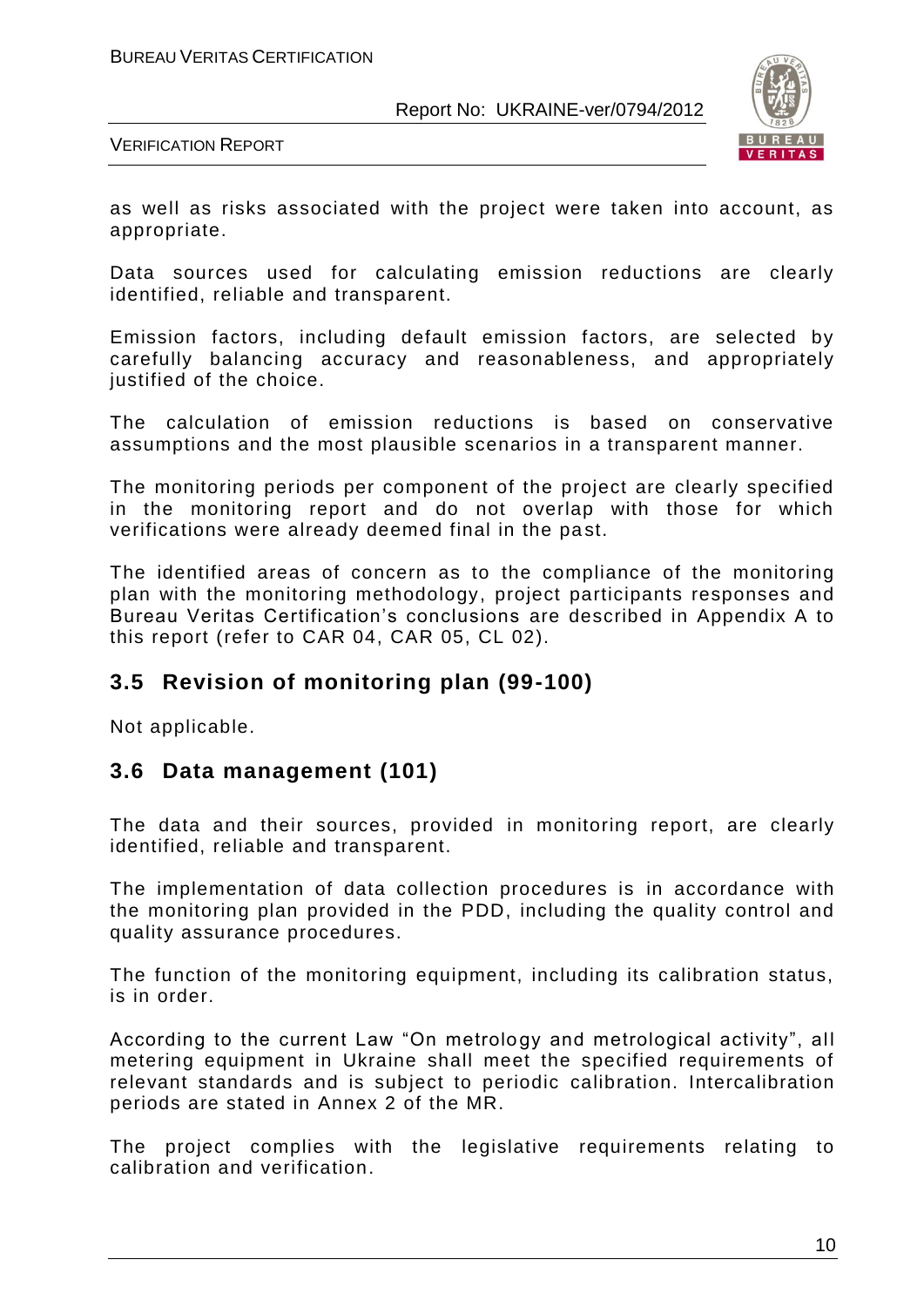as well as risks associated with the project were taken into account, as appropriate.

Data sources used for calculating emission reductions are clearly identified, reliable and transparent.

Emission factors, including default emission factors, are selected by carefully balancing accuracy and reasonableness, and appropriately justified of the choice.

The calculation of emission reductions is based on conservative assumptions and the most plausible scenarios in a transparent manner.

The monitoring periods per component of the project are clearly specified in the monitoring report and do not overlap with those for which verifications were already deemed final in the past.

The identified areas of concern as to the compliance of the monitoring plan with the monitoring methodology, project participants responses and Bureau Veritas Certification's conclusions are described in Appendix A to this report (refer to CAR 04, CAR 05, CL 02).

## 3.5 Revision of monitoring plan (99-100)

Not applicable.

## 3.6 Data management (101)

The data and their sources, provided in monitoring report, are clearly identified, reliable and transparent.

The implementation of data collection procedures is in accordance with the monitoring plan provided in the PDD, including the quality control and quality assurance procedures.

The function of the monitoring equipment, including its calibration status, is in order.

According to the current Law "On metrology and metrological activity", all metering equipment in Ukraine shall meet the specified requirements of relevant standards and is subject to periodic calibration. Intercalibration periods are stated in Annex 2 of the MR.

The project complies with the legislative requirements relating to calibration and verification.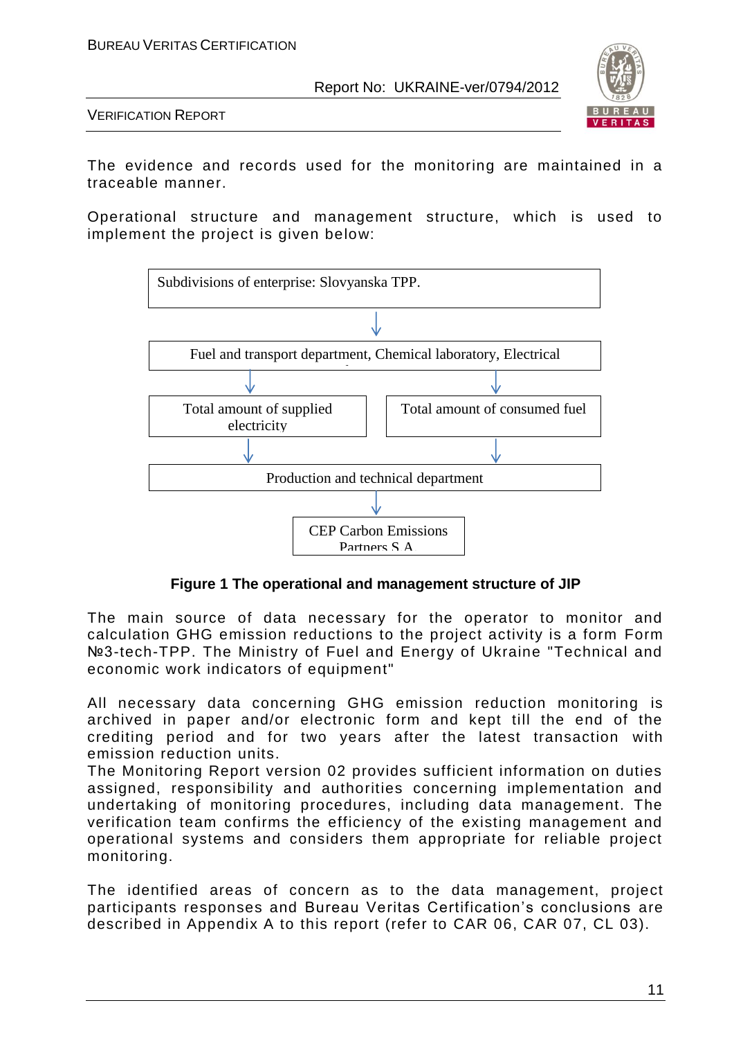The evidence and records used for the monitoring are maintained in a traceable manner.

Operational structure and management structure, which is used to implement the project is given below:

Subdivisions of enterprise: Slovyanska TPP.

↓

Fuel and transport department, Chemical laboratory, Electrical

↓ ↓

Total amount of supplied electricity | Total amount of consumed fuel

↓ ↓

Production and technical department

↓

CEP Carbon Emissions Partners S.A.

**Figure 1 The operational and management structure of JIP**

The main source of data necessary for the operator to monitor and calculation GHG emission reductions to the project activity is a form Form №3-tech-TPP. The Ministry of Fuel and Energy of Ukraine "Technical and economic work indicators of equipment"

All necessary data concerning GHG emission reduction monitoring is archived in paper and/or electronic form and kept till the end of the crediting period and for two years after the latest transaction with emission reduction units.

The Monitoring Report version 02 provides sufficient information on duties assigned, responsibility and authorities concerning implementation and undertaking of monitoring procedures, including data management. The verification team confirms the efficiency of the existing management and operational systems and considers them appropriate for reliable project monitoring.

The identified areas of concern as to the data management, project participants responses and Bureau Veritas Certification's conclusions are described in Appendix A to this report (refer to CAR 06, CAR 07, CL 03).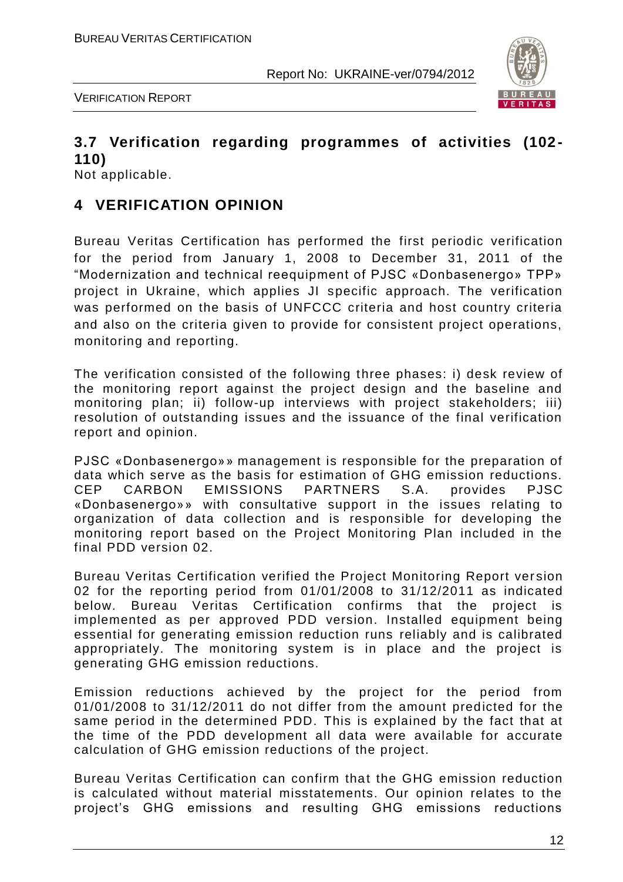## 3.7 Verification regarding programmes of activities (102-110)

Not applicable.

# 4 VERIFICATION OPINION

Bureau Veritas Certification has performed the first periodic verification for the period from January 1, 2008 to December 31, 2011 of the "Modernization and technical reequipment of PJSC «Donbasenergo» TPP» project in Ukraine, which applies JI specific approach. The verification was performed on the basis of UNFCCC criteria and host country criteria and also on the criteria given to provide for consistent project operations, monitoring and reporting.

The verification consisted of the following three phases: i) desk review of the monitoring report against the project design and the baseline and monitoring plan; ii) follow-up interviews with project stakeholders; iii) resolution of outstanding issues and the issuance of the final verification report and opinion.

PJSC «Donbasenergo»» management is responsible for the preparation of data which serve as the basis for estimation of GHG emission reductions. CEP CARBON EMISSIONS PARTNERS S.A. provides PJSC «Donbasenergo»» with consultative support in the issues relating to organization of data collection and is responsible for developing the monitoring report based on the Project Monitoring Plan included in the final PDD version 02.

Bureau Veritas Certification verified the Project Monitoring Report version 02 for the reporting period from 01/01/2008 to 31/12/2011 as indicated below. Bureau Veritas Certification confirms that the project is implemented as per approved PDD version. Installed equipment being essential for generating emission reduction runs reliably and is calibrated appropriately. The monitoring system is in place and the project is generating GHG emission reductions.

Emission reductions achieved by the project for the period from 01/01/2008 to 31/12/2011 do not differ from the amount predicted for the same period in the determined PDD. This is explained by the fact that at the time of the PDD development all data were available for accurate calculation of GHG emission reductions of the project.

Bureau Veritas Certification can confirm that the GHG emission reduction is calculated without material misstatements. Our opinion relates to the project's GHG emissions and resulting GHG emissions reductions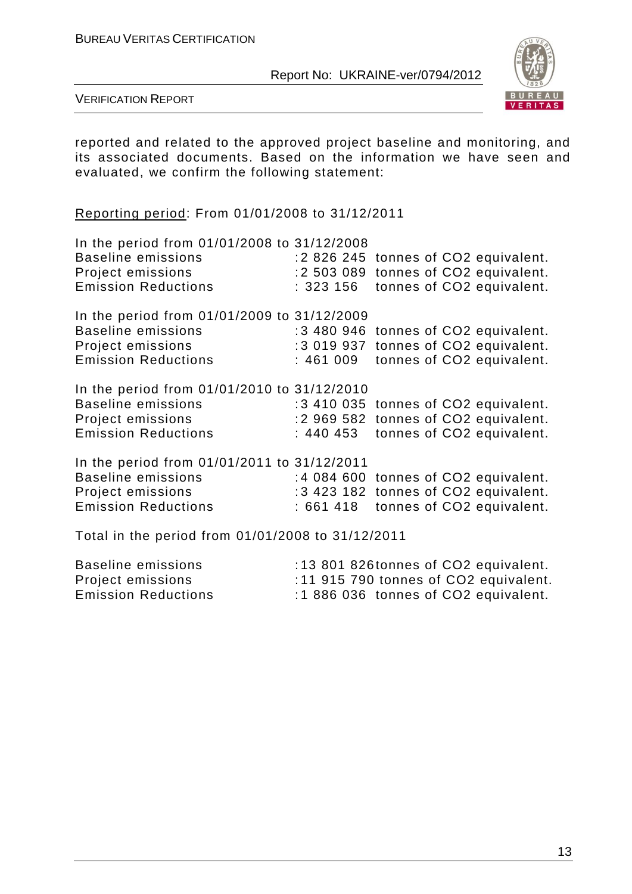reported and related to the approved project baseline and monitoring, and its associated documents. Based on the information we have seen and evaluated, we confirm the following statement:

Reporting period: From 01/01/2008 to 31/12/2011

In the period from 01/01/2008 to 31/12/2008

| | | |
|---|---|---|
| Baseline emissions | :2 826 245 | tonnes of $CO_2$ equivalent. |
| Project emissions | :2 503 089 | tonnes of $CO_2$ equivalent. |
| Emission Reductions | : 323 156 | tonnes of $CO_2$ equivalent. |

In the period from 01/01/2009 to 31/12/2009

| | | |
|---|---|---|
| Baseline emissions | :3 480 946 | tonnes of $CO_2$ equivalent. |
| Project emissions | :3 019 937 | tonnes of $CO_2$ equivalent. |
| Emission Reductions | : 461 009 | tonnes of $CO_2$ equivalent. |

In the period from 01/01/2010 to 31/12/2010

| | | |
|---|---|---|
| Baseline emissions | :3 410 035 | tonnes of $CO_2$ equivalent. |
| Project emissions | :2 969 582 | tonnes of $CO_2$ equivalent. |
| Emission Reductions | : 440 453 | tonnes of $CO_2$ equivalent. |

In the period from 01/01/2011 to 31/12/2011

| | | |
|---|---|---|
| Baseline emissions | :4 084 600 | tonnes of $CO_2$ equivalent. |
| Project emissions | :3 423 182 | tonnes of $CO_2$ equivalent. |
| Emission Reductions | : 661 418 | tonnes of $CO_2$ equivalent. |

Total in the period from 01/01/2008 to 31/12/2011

| | | |
|---|---|---|
| Baseline emissions | :13 801 826 | tonnes of $CO_2$ equivalent. |
| Project emissions | :11 915 790 | tonnes of $CO_2$ equivalent. |
| Emission Reductions | :1 886 036 | tonnes of $CO_2$ equivalent. |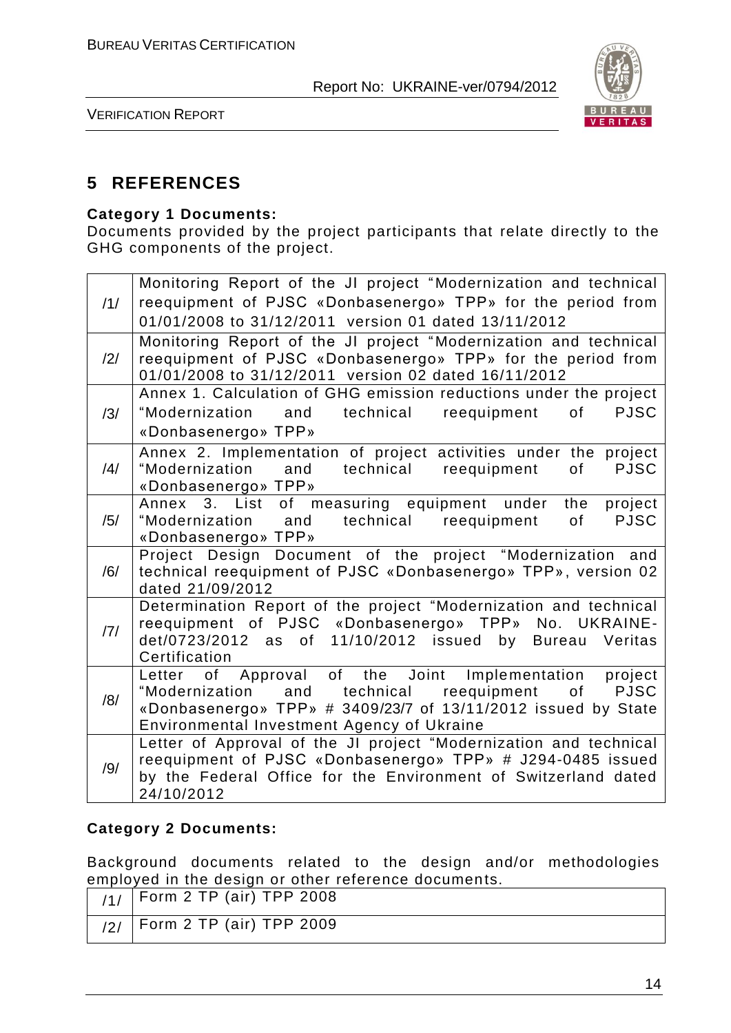## 5 REFERENCES

**Category 1 Documents:**
Documents provided by the project participants that relate directly to the GHG components of the project.

| | |
|---|---|
| /1/ | Monitoring Report of the JI project "Modernization and technical reequipment of PJSC «Donbasenergo» TPP» for the period from 01/01/2008 to 31/12/2011 version 01 dated 13/11/2012 |
| /2/ | Monitoring Report of the JI project "Modernization and technical reequipment of PJSC «Donbasenergo» TPP» for the period from 01/01/2008 to 31/12/2011 version 02 dated 16/11/2012 |
| /3/ | Annex 1. Calculation of GHG emission reductions under the project "Modernization and technical reequipment of PJSC «Donbasenergo» TPP» |
| /4/ | Annex 2. Implementation of project activities under the project "Modernization and technical reequipment of PJSC «Donbasenergo» TPP» |
| /5/ | Annex 3. List of measuring equipment under the project "Modernization and technical reequipment of PJSC «Donbasenergo» TPP» |
| /6/ | Project Design Document of the project "Modernization and technical reequipment of PJSC «Donbasenergo» TPP», version 02 dated 21/09/2012 |
| /7/ | Determination Report of the project "Modernization and technical reequipment of PJSC «Donbasenergo» TPP» No. UKRAINE-det/0723/2012 as of 11/10/2012 issued by Bureau Veritas Certification |
| /8/ | Letter of Approval of the Joint Implementation project "Modernization and technical reequipment of PJSC «Donbasenergo» TPP» # 3409/23/7 of 13/11/2012 issued by State Environmental Investment Agency of Ukraine |
| /9/ | Letter of Approval of the JI project "Modernization and technical reequipment of PJSC «Donbasenergo» TPP» # J294-0485 issued by the Federal Office for the Environment of Switzerland dated 24/10/2012 |

**Category 2 Documents:**

Background documents related to the design and/or methodologies employed in the design or other reference documents.

| | |
|---|---|
| /1/ | Form 2 TP (air) TPP 2008 |
| /2/ | Form 2 TP (air) TPP 2009 |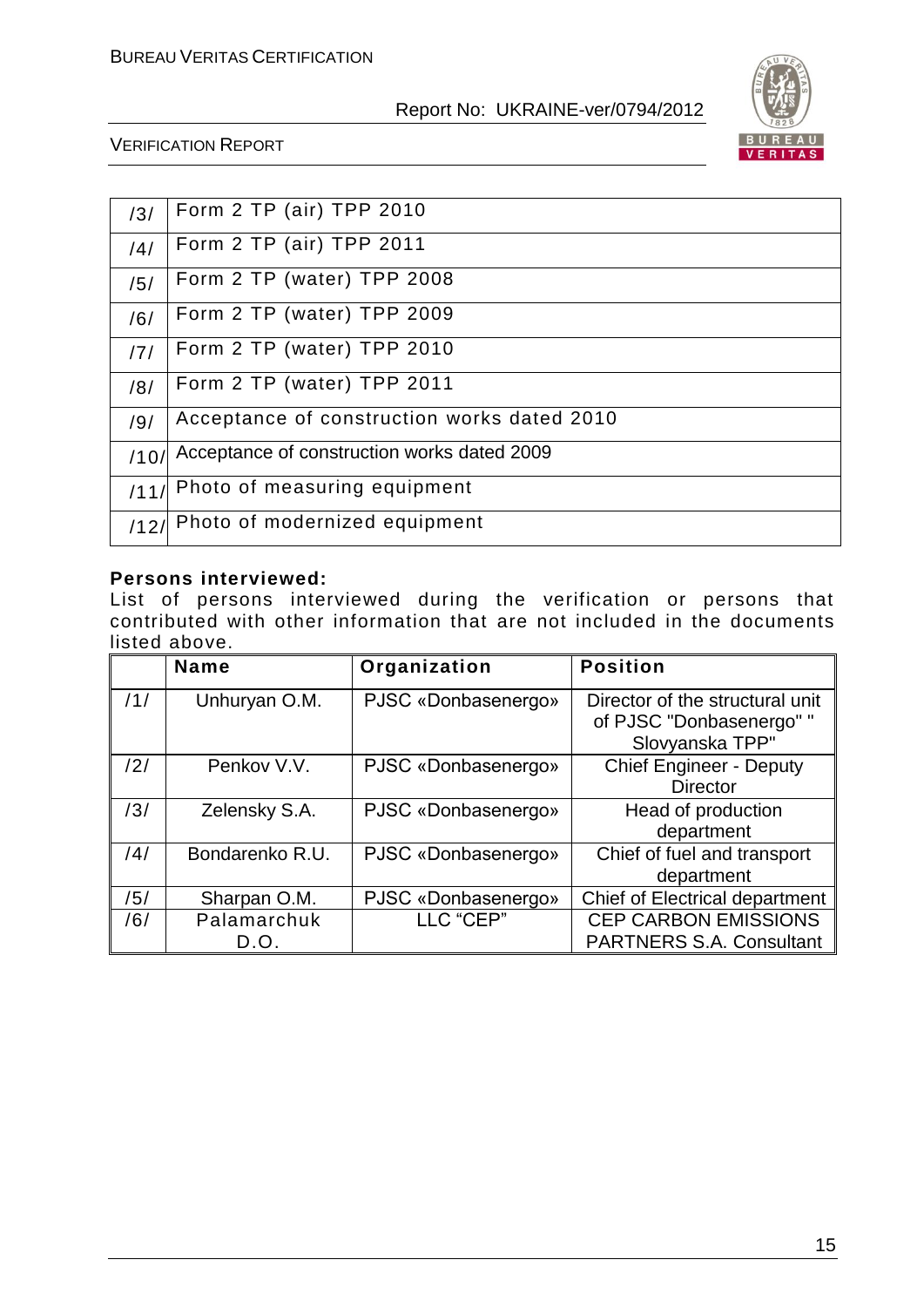| | |
|---|---|
| /3/ | Form 2 TP (air) TPP 2010 |
| /4/ | Form 2 TP (air) TPP 2011 |
| /5/ | Form 2 TP (water) TPP 2008 |
| /6/ | Form 2 TP (water) TPP 2009 |
| /7/ | Form 2 TP (water) TPP 2010 |
| /8/ | Form 2 TP (water) TPP 2011 |
| /9/ | Acceptance of construction works dated 2010 |
| /10/ | Acceptance of construction works dated 2009 |
| /11/ | Photo of measuring equipment |
| /12/ | Photo of modernized equipment |

**Persons interviewed:**

List of persons interviewed during the verification or persons that contributed with other information that are not included in the documents listed above.

| | Name | Organization | Position |
|---|---|---|---|
| /1/ | Unhuryan O.M. | PJSC «Donbasenergo» | Director of the structural unit of PJSC "Donbasenergo" " Slovyanska TPP" |
| /2/ | Penkov V.V. | PJSC «Donbasenergo» | Chief Engineer - Deputy Director |
| /3/ | Zelensky S.A. | PJSC «Donbasenergo» | Head of production department |
| /4/ | Bondarenko R.U. | PJSC «Donbasenergo» | Chief of fuel and transport department |
| /5/ | Sharpan O.M. | PJSC «Donbasenergo» | Chief of Electrical department |
| /6/ | Palamarchuk D.O. | LLC "CEP" | CEP CARBON EMISSIONS PARTNERS S.A. Consultant |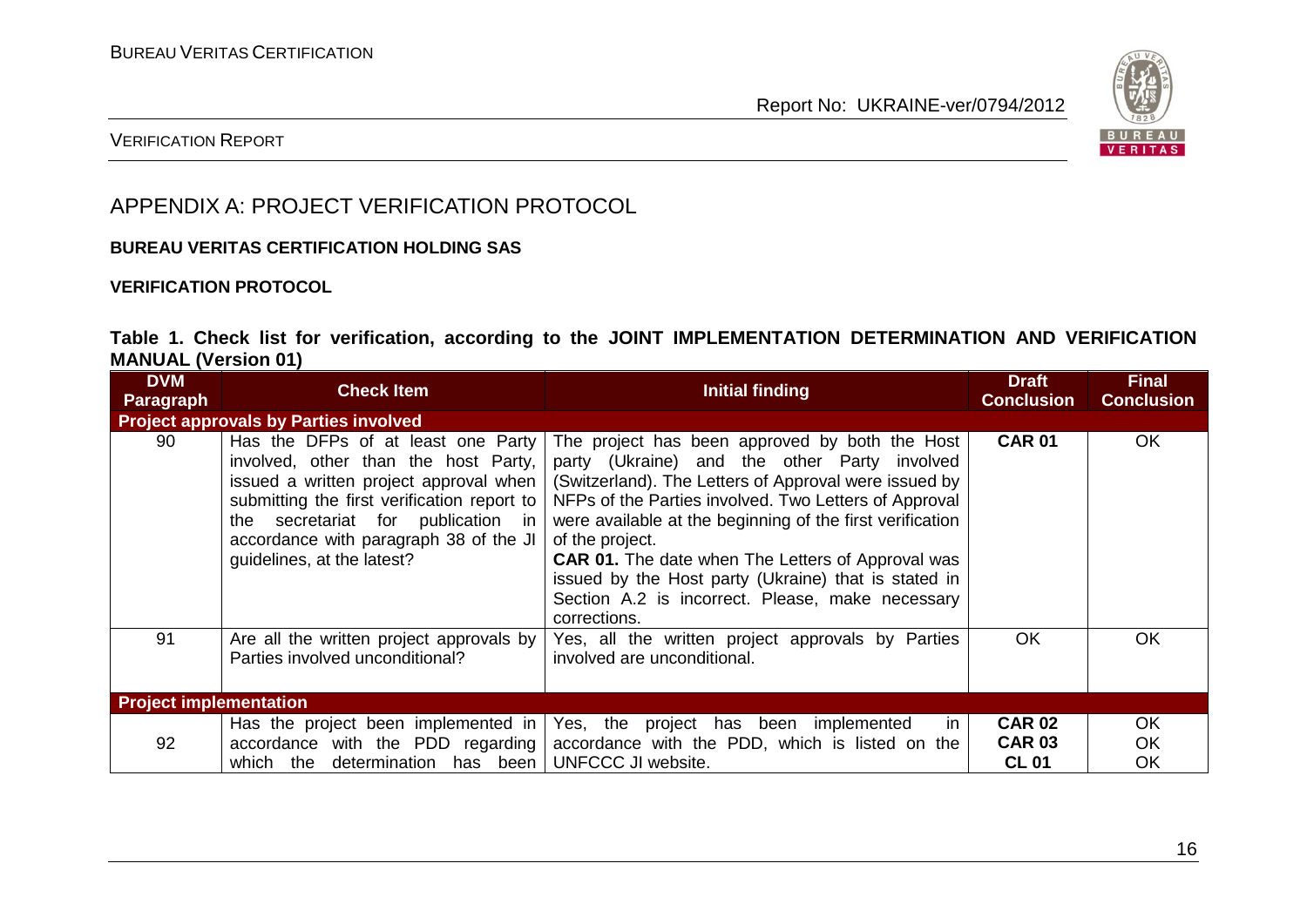## APPENDIX A: PROJECT VERIFICATION PROTOCOL

**BUREAU VERITAS CERTIFICATION HOLDING SAS**

**VERIFICATION PROTOCOL**

**Table 1. Check list for verification, according to the JOINT IMPLEMENTATION DETERMINATION AND VERIFICATION MANUAL (Version 01)**

| DVM Paragraph | Check Item | Initial finding | Draft Conclusion | Final Conclusion |
|---|---|---|---|---|
| **Project approvals by Parties involved** | | | | |
| 90 | Has the DFPs of at least one Party involved, other than the host Party, issued a written project approval when submitting the first verification report to the secretariat for publication in accordance with paragraph 38 of the JI guidelines, at the latest? | The project has been approved by both the Host party (Ukraine) and the other Party involved (Switzerland). The Letters of Approval were issued by NFPs of the Parties involved. Two Letters of Approval were available at the beginning of the first verification of the project.<br>**CAR 01.** The date when The Letters of Approval was issued by the Host party (Ukraine) that is stated in Section A.2 is incorrect. Please, make necessary corrections. | **CAR 01** | OK |
| 91 | Are all the written project approvals by Parties involved unconditional? | Yes, all the written project approvals by Parties involved are unconditional. | OK | OK |
| **Project implementation** | | | | |
| 92 | Has the project been implemented in accordance with the PDD regarding which the determination has been | Yes, the project has been implemented in accordance with the PDD, which is listed on the UNFCCC JI website. | **CAR 02**<br>**CAR 03**<br>**CL 01** | OK<br>OK<br>OK |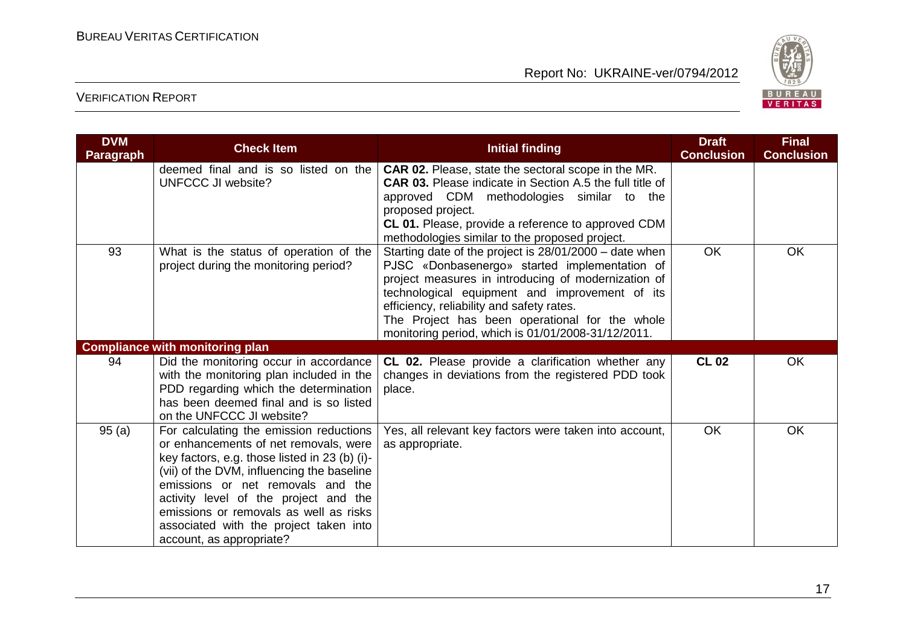| DVM Paragraph | Check Item | Initial finding | Draft Conclusion | Final Conclusion |
|---|---|---|---|---|
| | deemed final and is so listed on the UNFCCC JI website? | **CAR 02.** Please, state the sectoral scope in the MR.<br>**CAR 03.** Please indicate in Section A.5 the full title of approved CDM methodologies similar to the proposed project.<br>**CL 01.** Please, provide a reference to approved CDM methodologies similar to the proposed project. | | |
| 93 | What is the status of operation of the project during the monitoring period? | Starting date of the project is 28/01/2000 – date when PJSC «Donbasenergo» started implementation of project measures in introducing of modernization of technological equipment and improvement of its efficiency, reliability and safety rates.<br>The Project has been operational for the whole monitoring period, which is 01/01/2008-31/12/2011. | OK | OK |
| **Compliance with monitoring plan** | | | | |
| 94 | Did the monitoring occur in accordance with the monitoring plan included in the PDD regarding which the determination has been deemed final and is so listed on the UNFCCC JI website? | **CL 02.** Please provide a clarification whether any changes in deviations from the registered PDD took place. | **CL 02** | OK |
| 95 (a) | For calculating the emission reductions or enhancements of net removals, were key factors, e.g. those listed in 23 (b) (i)-(vii) of the DVM, influencing the baseline emissions or net removals and the activity level of the project and the emissions or removals as well as risks associated with the project taken into account, as appropriate? | Yes, all relevant key factors were taken into account, as appropriate. | OK | OK |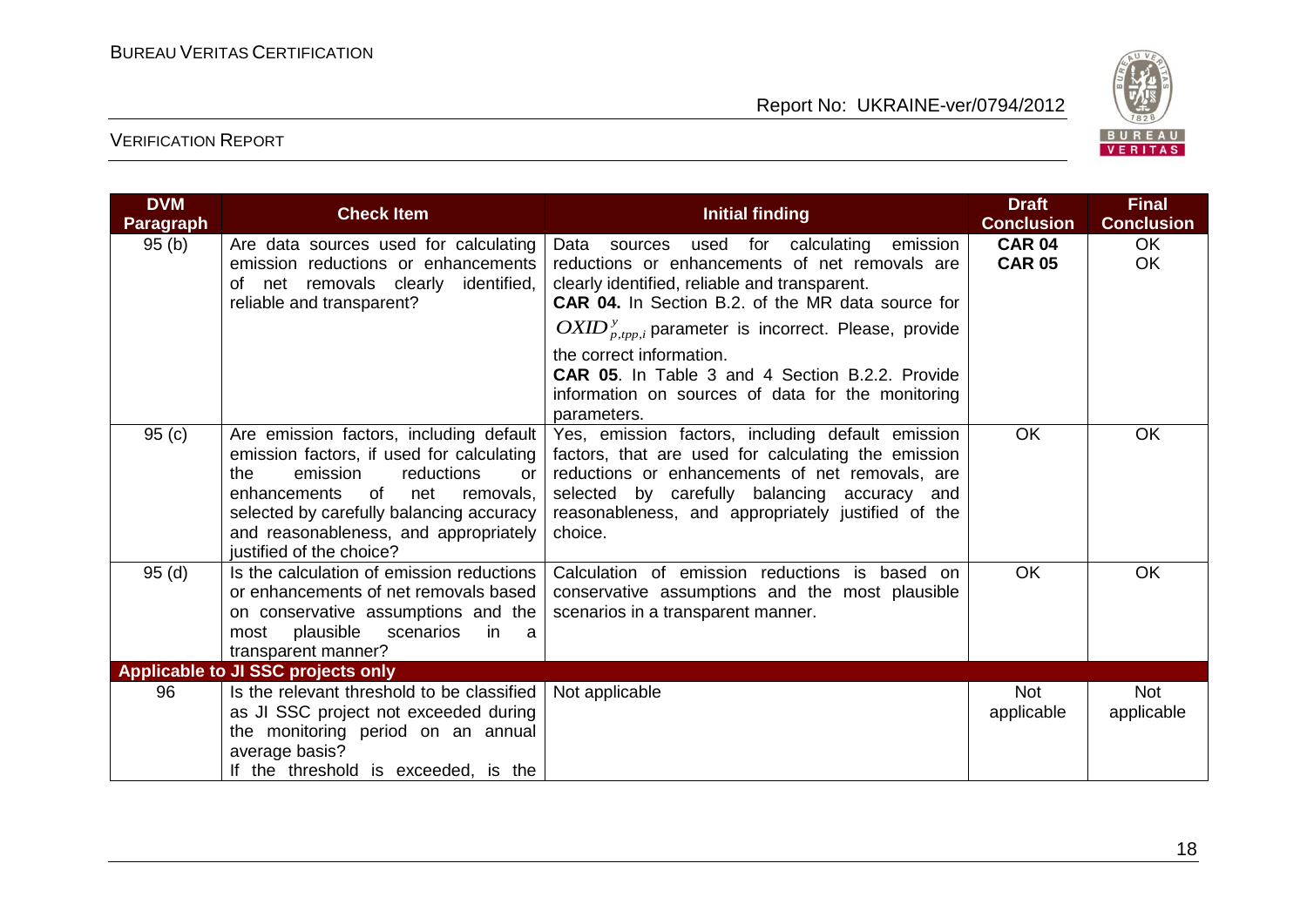| DVM Paragraph | Check Item | Initial finding | Draft Conclusion | Final Conclusion |
|---|---|---|---|---|
| 95 (b) | Are data sources used for calculating emission reductions or enhancements of net removals clearly identified, reliable and transparent? | Data sources used for calculating emission reductions or enhancements of net removals are clearly identified, reliable and transparent.<br>**CAR 04.** In Section B.2. of the MR data source for $OXID^{y}_{p,tpp,i}$ parameter is incorrect. Please, provide the correct information.<br>**CAR 05**. In Table 3 and 4 Section B.2.2. Provide information on sources of data for the monitoring parameters. | **CAR 04**<br>**CAR 05** | OK<br>OK |
| 95 (c) | Are emission factors, including default emission factors, if used for calculating the emission reductions or enhancements of net removals, selected by carefully balancing accuracy and reasonableness, and appropriately justified of the choice? | Yes, emission factors, including default emission factors, that are used for calculating the emission reductions or enhancements of net removals, are selected by carefully balancing accuracy and reasonableness, and appropriately justified of the choice. | OK | OK |
| 95 (d) | Is the calculation of emission reductions or enhancements of net removals based on conservative assumptions and the most plausible scenarios in a transparent manner? | Calculation of emission reductions is based on conservative assumptions and the most plausible scenarios in a transparent manner. | OK | OK |
| **Applicable to JI SSC projects only** | | | | |
| 96 | Is the relevant threshold to be classified as JI SSC project not exceeded during the monitoring period on an annual average basis?<br>If the threshold is exceeded, is the | Not applicable | Not applicable | Not applicable |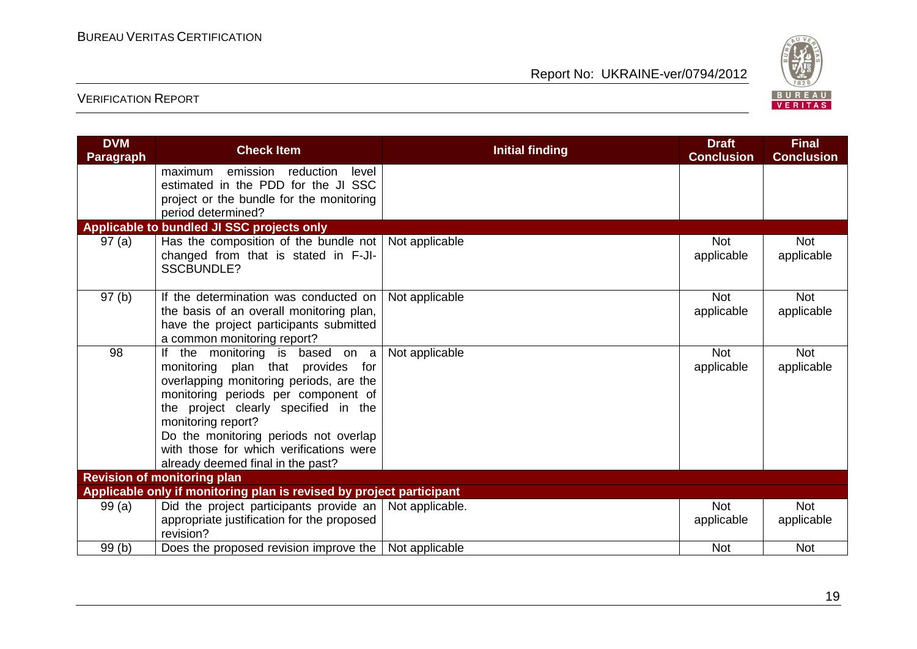| DVM Paragraph | Check Item | Initial finding | Draft Conclusion | Final Conclusion |
|---|---|---|---|---|
| | maximum emission reduction level estimated in the PDD for the JI SSC project or the bundle for the monitoring period determined? | | | |
| **Applicable to bundled JI SSC projects only** | | | | |
| 97 (a) | Has the composition of the bundle not changed from that is stated in F-JI-SSCBUNDLE? | Not applicable | Not applicable | Not applicable |
| 97 (b) | If the determination was conducted on the basis of an overall monitoring plan, have the project participants submitted a common monitoring report? | Not applicable | Not applicable | Not applicable |
| 98 | If the monitoring is based on a monitoring plan that provides for overlapping monitoring periods, are the monitoring periods per component of the project clearly specified in the monitoring report? Do the monitoring periods not overlap with those for which verifications were already deemed final in the past? | Not applicable | Not applicable | Not applicable |
| **Revision of monitoring plan** | | | | |
| **Applicable only if monitoring plan is revised by project participant** | | | | |
| 99 (a) | Did the project participants provide an appropriate justification for the proposed revision? | Not applicable. | Not applicable | Not applicable |
| 99 (b) | Does the proposed revision improve the | Not applicable | Not | Not |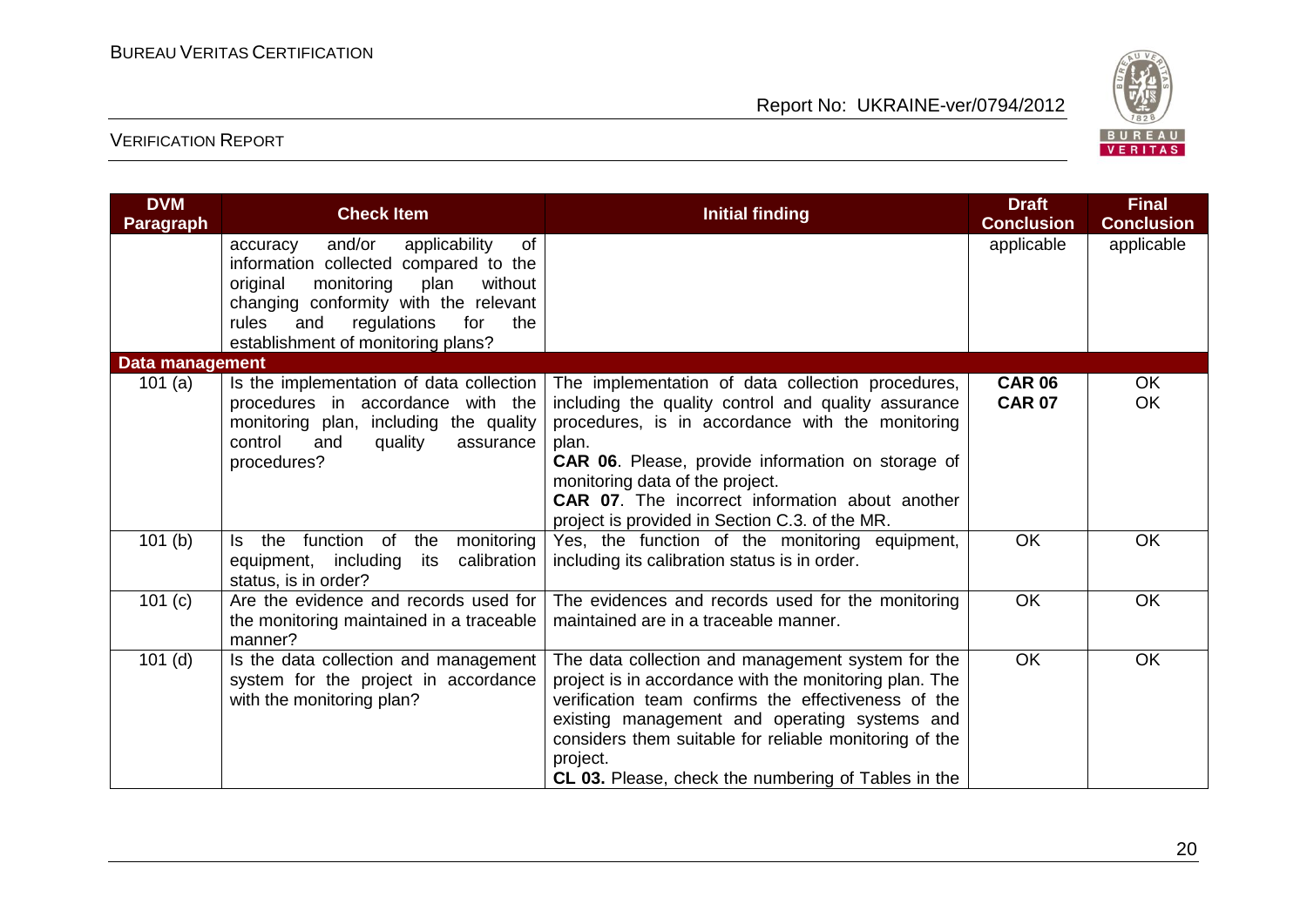| DVM Paragraph | Check Item | Initial finding | Draft Conclusion | Final Conclusion |
|---|---|---|---|---|
| | accuracy and/or applicability of information collected compared to the original monitoring plan without changing conformity with the relevant rules and regulations for the establishment of monitoring plans? | | applicable | applicable |
| **Data management** | | | | |
| 101 (a) | Is the implementation of data collection procedures in accordance with the monitoring plan, including the quality control and quality assurance procedures? | The implementation of data collection procedures, including the quality control and quality assurance procedures, is in accordance with the monitoring plan. **CAR 06**. Please, provide information on storage of monitoring data of the project. **CAR 07**. The incorrect information about another project is provided in Section C.3. of the MR. | **CAR 06** **CAR 07** | OK OK |
| 101 (b) | Is the function of the monitoring equipment, including its calibration status, is in order? | Yes, the function of the monitoring equipment, including its calibration status is in order. | OK | OK |
| 101 (c) | Are the evidence and records used for the monitoring maintained in a traceable manner? | The evidences and records used for the monitoring maintained are in a traceable manner. | OK | OK |
| 101 (d) | Is the data collection and management system for the project in accordance with the monitoring plan? | The data collection and management system for the project is in accordance with the monitoring plan. The verification team confirms the effectiveness of the existing management and operating systems and considers them suitable for reliable monitoring of the project. **CL 03.** Please, check the numbering of Tables in the | OK | OK |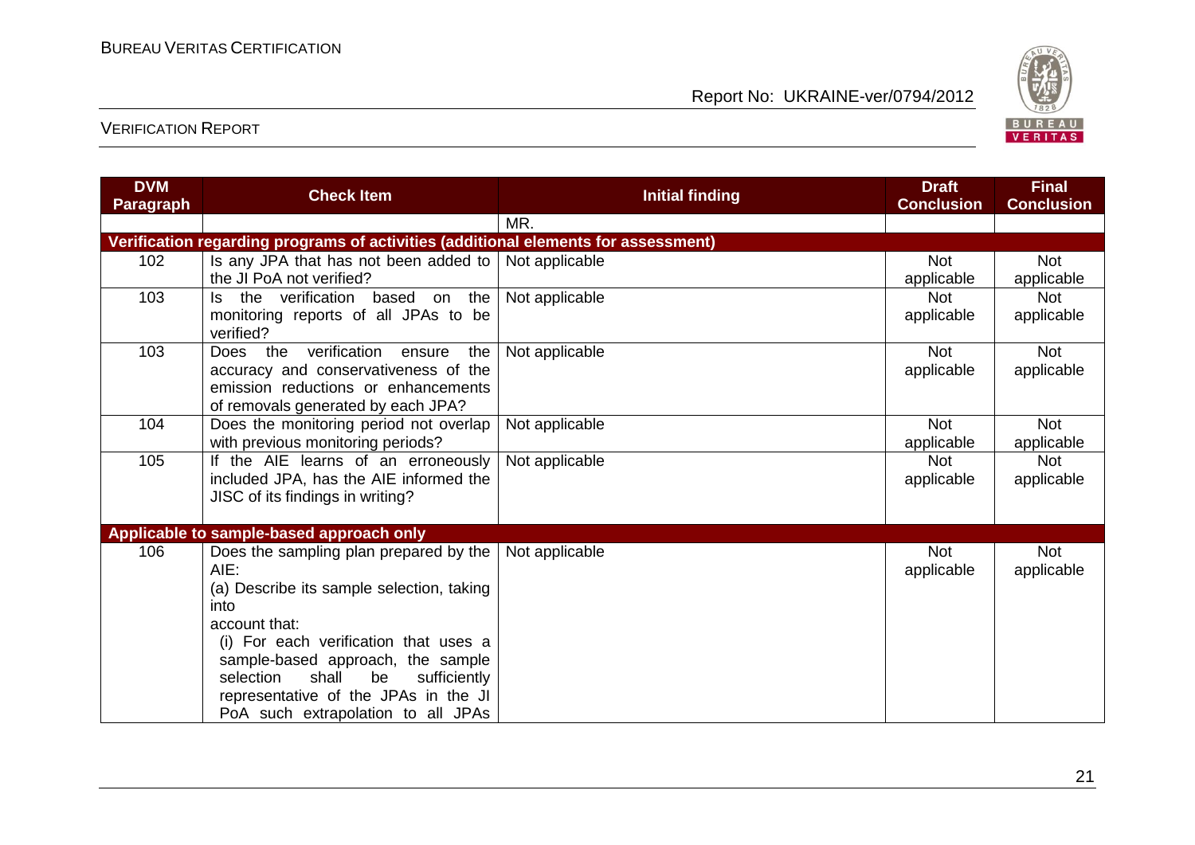| DVM Paragraph | Check Item | Initial finding | Draft Conclusion | Final Conclusion |
|---|---|---|---|---|
| | | MR. | | |
| **Verification regarding programs of activities (additional elements for assessment)** | | | | |
| 102 | Is any JPA that has not been added to the JI PoA not verified? | Not applicable | Not applicable | Not applicable |
| 103 | Is the verification based on the monitoring reports of all JPAs to be verified? | Not applicable | Not applicable | Not applicable |
| 103 | Does the verification ensure the accuracy and conservativeness of the emission reductions or enhancements of removals generated by each JPA? | Not applicable | Not applicable | Not applicable |
| 104 | Does the monitoring period not overlap with previous monitoring periods? | Not applicable | Not applicable | Not applicable |
| 105 | If the AIE learns of an erroneously included JPA, has the AIE informed the JISC of its findings in writing? | Not applicable | Not applicable | Not applicable |
| **Applicable to sample-based approach only** | | | | |
| 106 | Does the sampling plan prepared by the AIE:<br>(a) Describe its sample selection, taking into account that:<br>(i) For each verification that uses a sample-based approach, the sample selection shall be sufficiently representative of the JPAs in the JI PoA such extrapolation to all JPAs | Not applicable | Not applicable | Not applicable |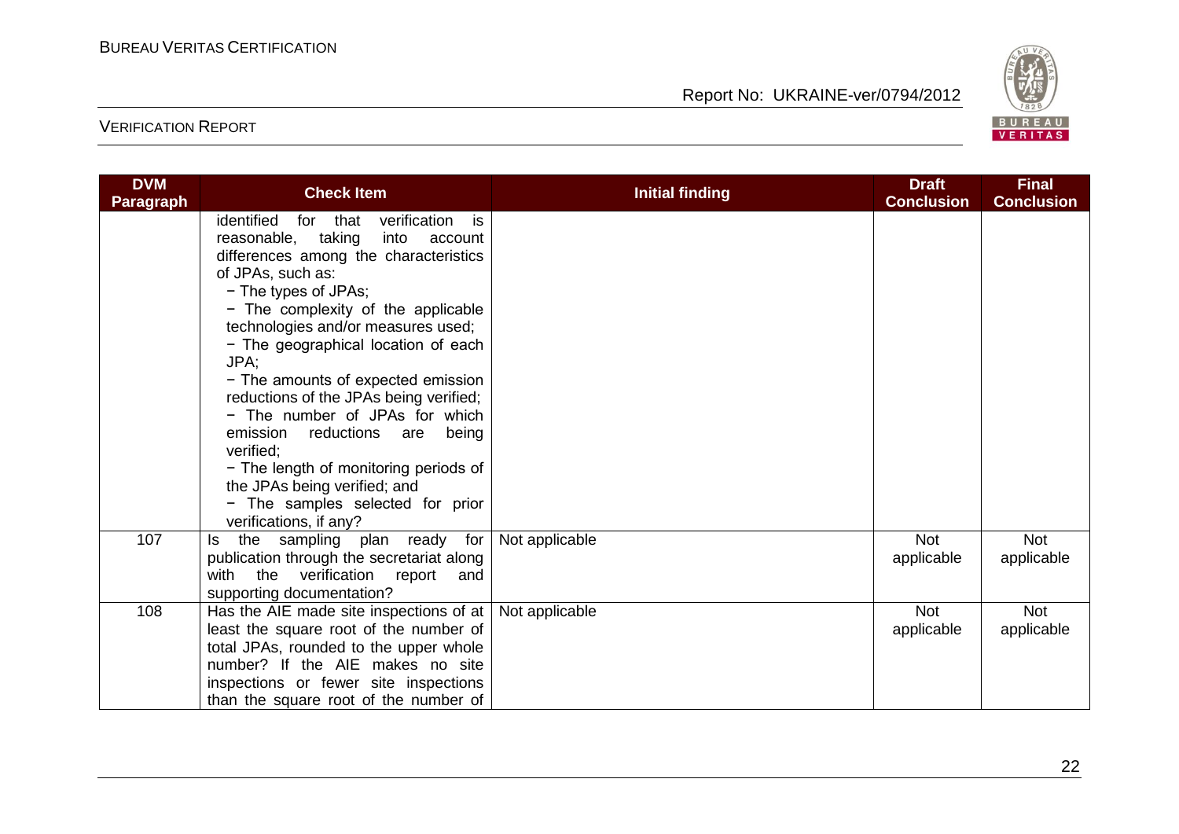| DVM Paragraph | Check Item | Initial finding | Draft Conclusion | Final Conclusion |
|---|---|---|---|---|
| | identified for that verification is reasonable, taking into account differences among the characteristics of JPAs, such as:<br>− The types of JPAs;<br>− The complexity of the applicable technologies and/or measures used;<br>− The geographical location of each JPA;<br>− The amounts of expected emission reductions of the JPAs being verified;<br>− The number of JPAs for which emission reductions are being verified;<br>− The length of monitoring periods of the JPAs being verified; and<br>− The samples selected for prior verifications, if any? | | | |
| 107 | Is the sampling plan ready for publication through the secretariat along with the verification report and supporting documentation? | Not applicable | Not applicable | Not applicable |
| 108 | Has the AIE made site inspections of at least the square root of the number of total JPAs, rounded to the upper whole number? If the AIE makes no site inspections or fewer site inspections than the square root of the number of | Not applicable | Not applicable | Not applicable |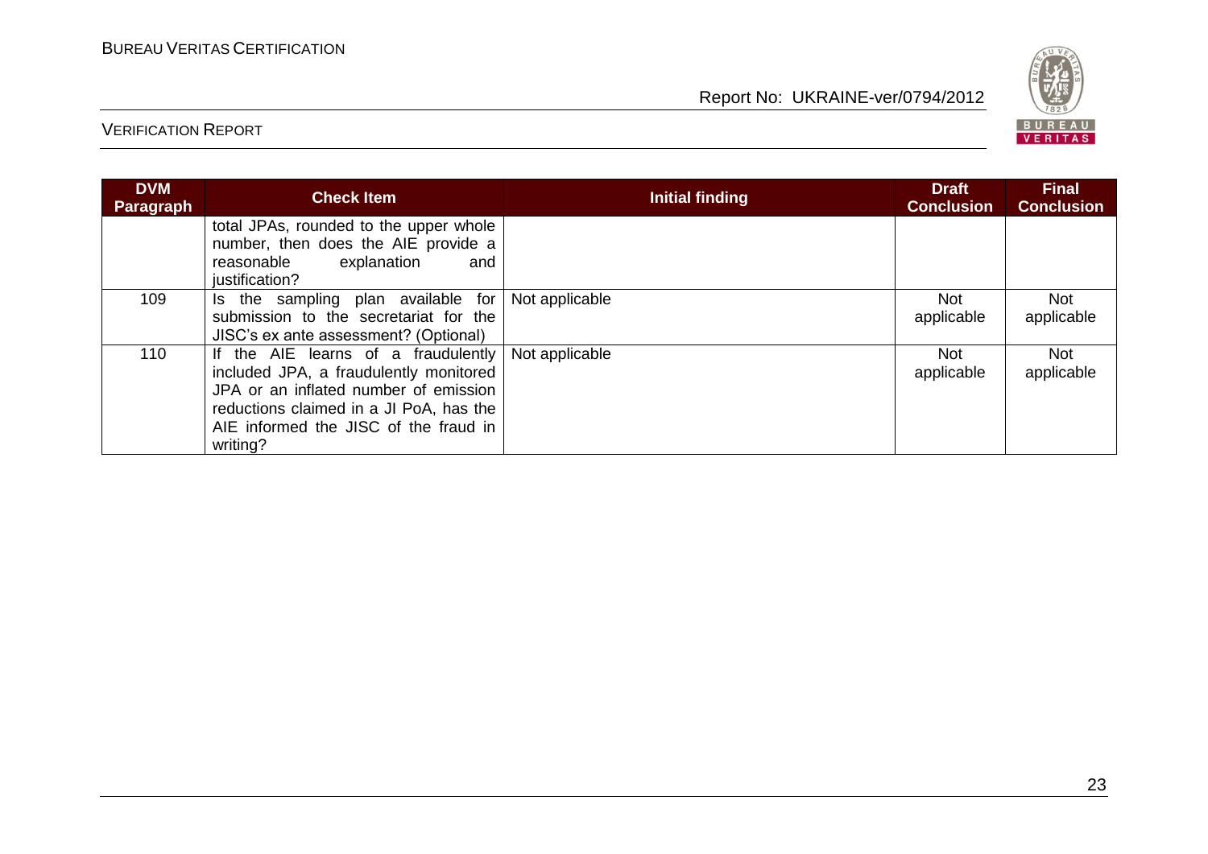| DVM Paragraph | Check Item | Initial finding | Draft Conclusion | Final Conclusion |
|---|---|---|---|---|
| | total JPAs, rounded to the upper whole number, then does the AIE provide a reasonable explanation and justification? | | | |
| 109 | Is the sampling plan available for submission to the secretariat for the JISC's ex ante assessment? (Optional) | Not applicable | Not applicable | Not applicable |
| 110 | If the AIE learns of a fraudulently included JPA, a fraudulently monitored JPA or an inflated number of emission reductions claimed in a JI PoA, has the AIE informed the JISC of the fraud in writing? | Not applicable | Not applicable | Not applicable |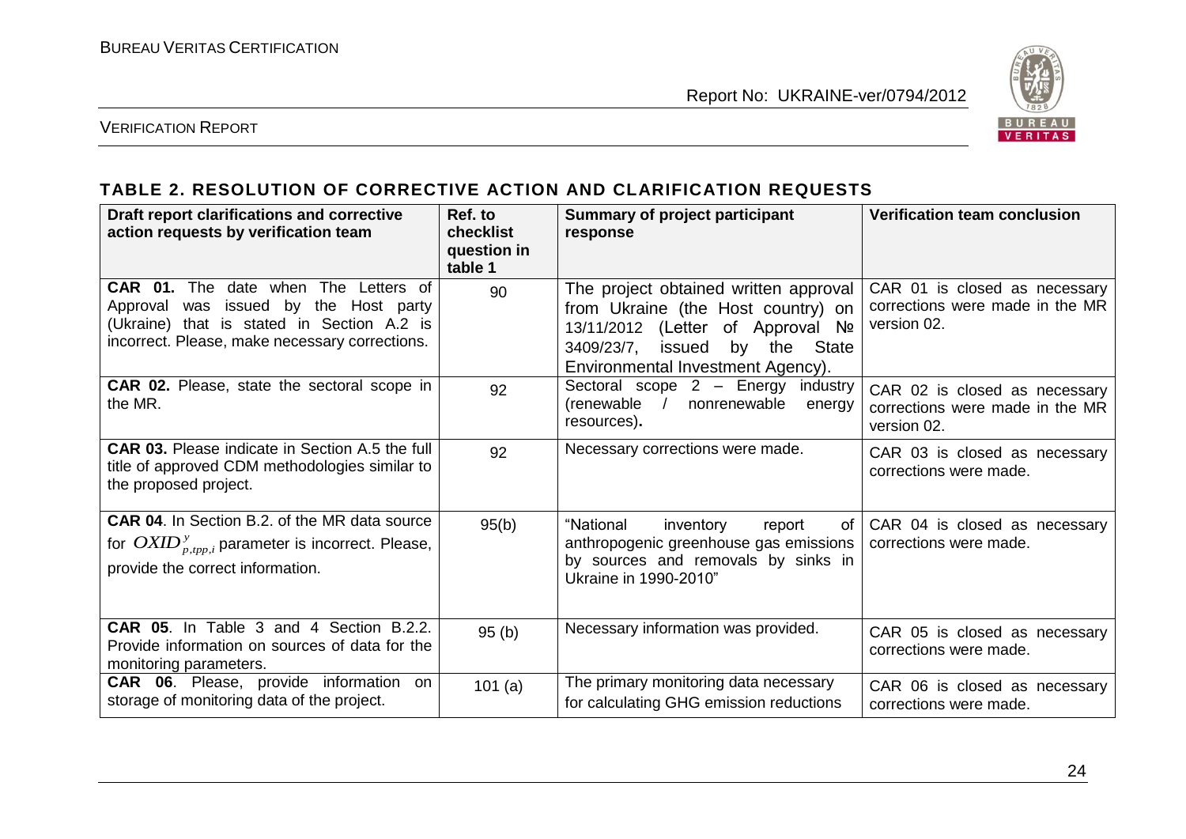## TABLE 2. RESOLUTION OF CORRECTIVE ACTION AND CLARIFICATION REQUESTS

| Draft report clarifications and corrective action requests by verification team | Ref. to checklist question in table 1 | Summary of project participant response | Verification team conclusion |
|---|---|---|---|
| **CAR 01.** The date when The Letters of Approval was issued by the Host party (Ukraine) that is stated in Section A.2 is incorrect. Please, make necessary corrections. | 90 | The project obtained written approval from Ukraine (the Host country) on 13/11/2012 (Letter of Approval № 3409/23/7, issued by the State Environmental Investment Agency). | CAR 01 is closed as necessary corrections were made in the MR version 02. |
| **CAR 02.** Please, state the sectoral scope in the MR. | 92 | Sectoral scope 2 – Energy industry (renewable / nonrenewable energy resources). | CAR 02 is closed as necessary corrections were made in the MR version 02. |
| **CAR 03.** Please indicate in Section A.5 the full title of approved CDM methodologies similar to the proposed project. | 92 | Necessary corrections were made. | CAR 03 is closed as necessary corrections were made. |
| **CAR 04**. In Section B.2. of the MR data source for $OXID^{y}_{p,tpp,i}$ parameter is incorrect. Please, provide the correct information. | 95(b) | "National inventory report of anthropogenic greenhouse gas emissions by sources and removals by sinks in Ukraine in 1990-2010" | CAR 04 is closed as necessary corrections were made. |
| **CAR 05**. In Table 3 and 4 Section B.2.2. Provide information on sources of data for the monitoring parameters. | 95 (b) | Necessary information was provided. | CAR 05 is closed as necessary corrections were made. |
| **CAR 06**. Please, provide information on storage of monitoring data of the project. | 101 (a) | The primary monitoring data necessary for calculating GHG emission reductions | CAR 06 is closed as necessary corrections were made. |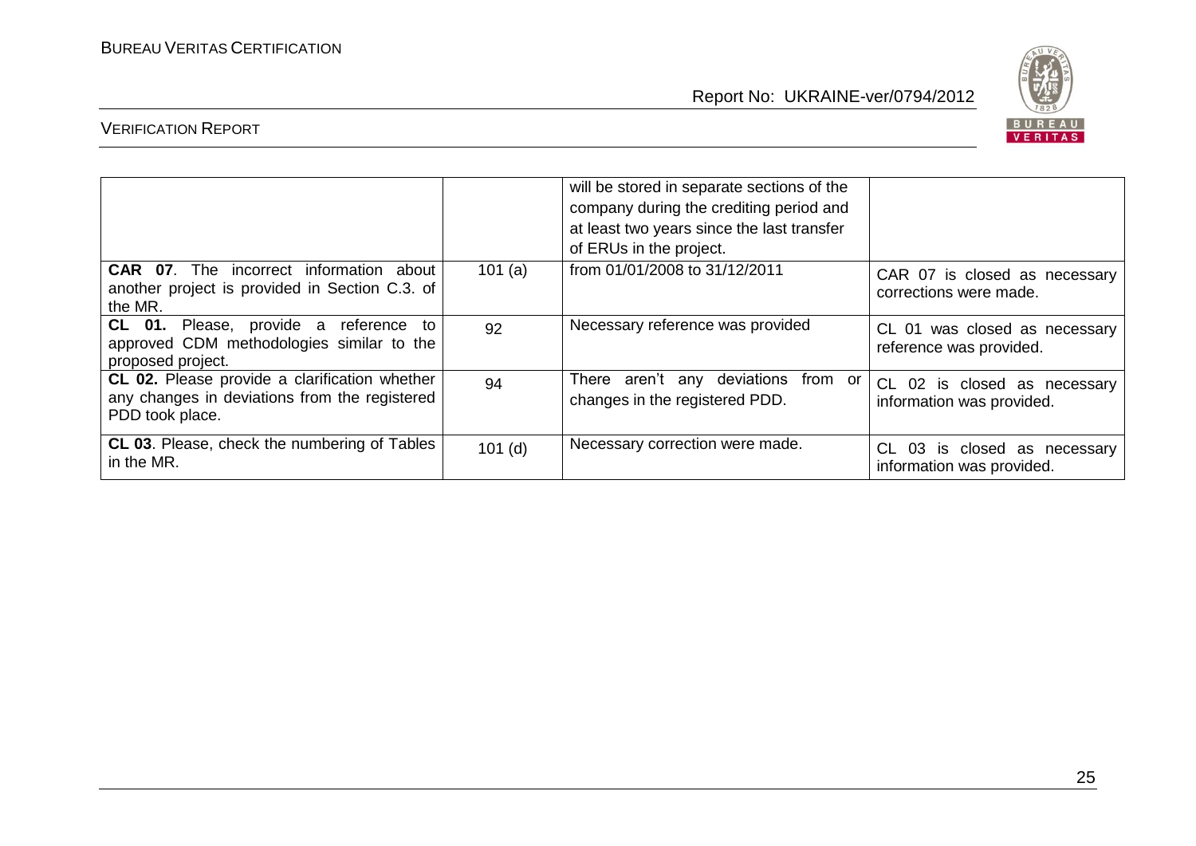| | | | |
|---|---|---|---|
| | | will be stored in separate sections of the company during the crediting period and at least two years since the last transfer of ERUs in the project. | |
| **CAR 07**. The incorrect information about another project is provided in Section C.3. of the MR. | 101 (a) | from 01/01/2008 to 31/12/2011 | CAR 07 is closed as necessary corrections were made. |
| **CL 01.** Please, provide a reference to approved CDM methodologies similar to the proposed project. | 92 | Necessary reference was provided | CL 01 was closed as necessary reference was provided. |
| **CL 02.** Please provide a clarification whether any changes in deviations from the registered PDD took place. | 94 | There aren't any deviations from or changes in the registered PDD. | CL 02 is closed as necessary information was provided. |
| **CL 03**. Please, check the numbering of Tables in the MR. | 101 (d) | Necessary correction were made. | CL 03 is closed as necessary information was provided. |